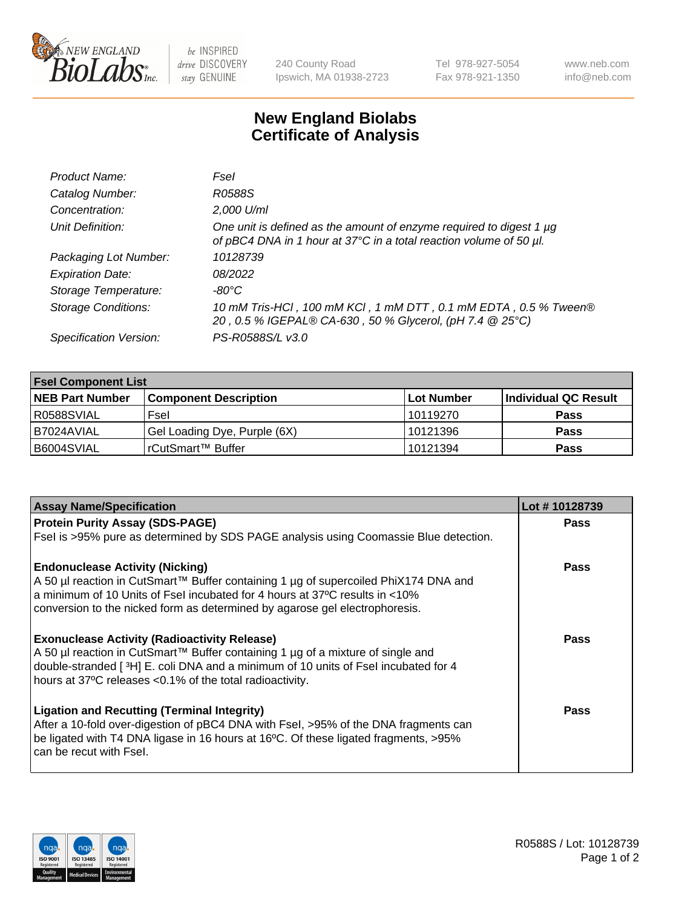New England BioLabs Inc. — be INSPIRED drive DISCOVERY stay GENUINE

240 County Road
Ipswich, MA 01938-2723

Tel 978-927-5054
Fax 978-921-1350

www.neb.com
info@neb.com

# New England Biolabs Certificate of Analysis

| | |
|---|---|
| *Product Name:* | *FseI* |
| *Catalog Number:* | *R0588S* |
| *Concentration:* | *2,000 U/ml* |
| *Unit Definition:* | *One unit is defined as the amount of enzyme required to digest 1 µg of pBC4 DNA in 1 hour at 37°C in a total reaction volume of 50 µl.* |
| *Packaging Lot Number:* | *10128739* |
| *Expiration Date:* | *08/2022* |
| *Storage Temperature:* | *-80°C* |
| *Storage Conditions:* | *10 mM Tris-HCl , 100 mM KCl , 1 mM DTT , 0.1 mM EDTA , 0.5 % Tween® 20 , 0.5 % IGEPAL® CA-630 , 50 % Glycerol, (pH 7.4 @ 25°C)* |
| *Specification Version:* | *PS-R0588S/L v3.0* |

| **FseI Component List** | | | |
|---|---|---|---|
| **NEB Part Number** | **Component Description** | **Lot Number** | **Individual QC Result** |
| R0588SVIAL | FseI | 10119270 | **Pass** |
| B7024AVIAL | Gel Loading Dye, Purple (6X) | 10121396 | **Pass** |
| B6004SVIAL | rCutSmart™ Buffer | 10121394 | **Pass** |

| **Assay Name/Specification** | **Lot # 10128739** |
|---|---|
| **Protein Purity Assay (SDS-PAGE)**<br>FseI is >95% pure as determined by SDS PAGE analysis using Coomassie Blue detection. | **Pass** |
| **Endonuclease Activity (Nicking)**<br>A 50 µl reaction in CutSmart™ Buffer containing 1 µg of supercoiled PhiX174 DNA and a minimum of 10 Units of FseI incubated for 4 hours at 37ºC results in <10% conversion to the nicked form as determined by agarose gel electrophoresis. | **Pass** |
| **Exonuclease Activity (Radioactivity Release)**<br>A 50 µl reaction in CutSmart™ Buffer containing 1 µg of a mixture of single and double-stranded [ $^3$H] E. coli DNA and a minimum of 10 units of FseI incubated for 4 hours at 37ºC releases <0.1% of the total radioactivity. | **Pass** |
| **Ligation and Recutting (Terminal Integrity)**<br>After a 10-fold over-digestion of pBC4 DNA with FseI, >95% of the DNA fragments can be ligated with T4 DNA ligase in 16 hours at 16ºC. Of these ligated fragments, >95% can be recut with FseI. | **Pass** |

R0588S / Lot: 10128739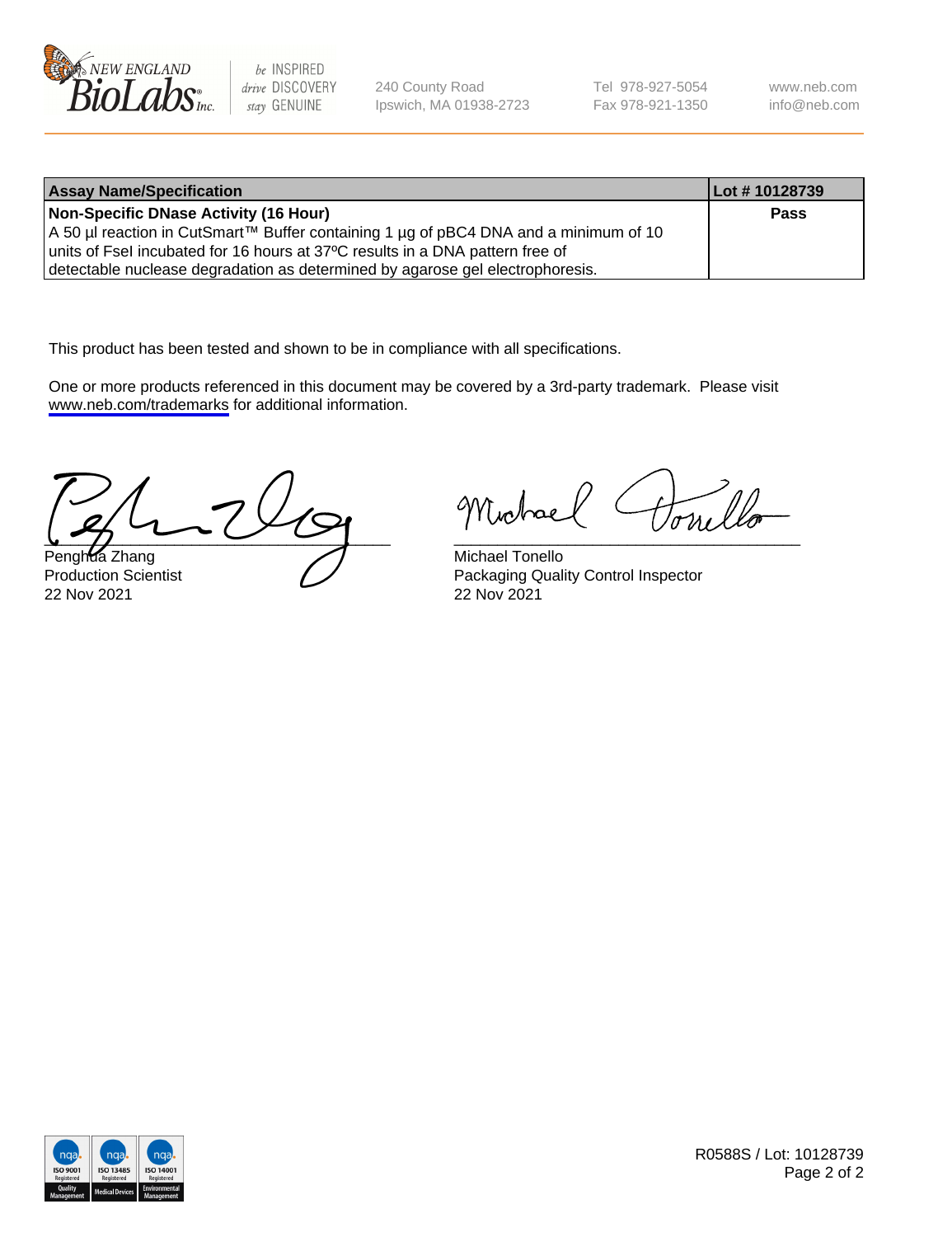be INSPIRED
drive DISCOVERY
stay GENUINE

240 County Road
Ipswich, MA 01938-2723

Tel 978-927-5054
Fax 978-921-1350

www.neb.com
info@neb.com

| Assay Name/Specification | Lot # 10128739 |
|---|---|
| **Non-Specific DNase Activity (16 Hour)**<br>A 50 µl reaction in CutSmart™ Buffer containing 1 µg of pBC4 DNA and a minimum of 10 units of FseI incubated for 16 hours at 37ºC results in a DNA pattern free of detectable nuclease degradation as determined by agarose gel electrophoresis. | **Pass** |

This product has been tested and shown to be in compliance with all specifications.

One or more products referenced in this document may be covered by a 3rd-party trademark. Please visit www.neb.com/trademarks for additional information.

Penghua Zhang
Production Scientist
22 Nov 2021

Michael Tonello
Packaging Quality Control Inspector
22 Nov 2021

R0588S / Lot: 10128739